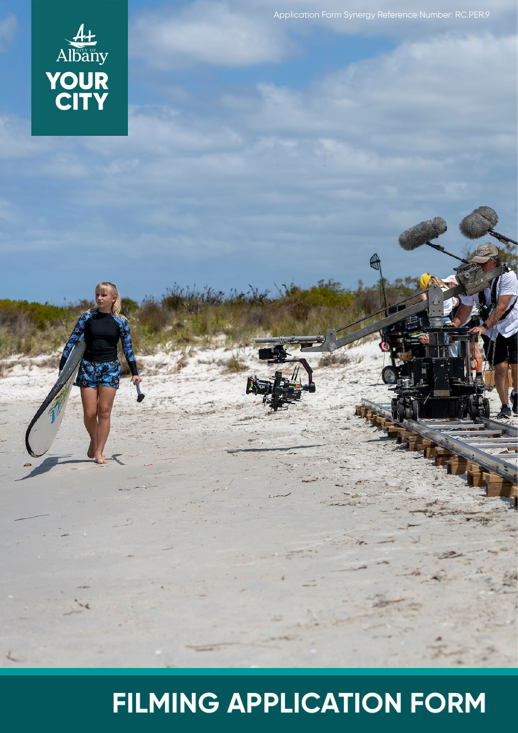Application Form Synergy Reference Number: RC.PER.9

City of Albany

YOUR CITY

# FILMING APPLICATION FORM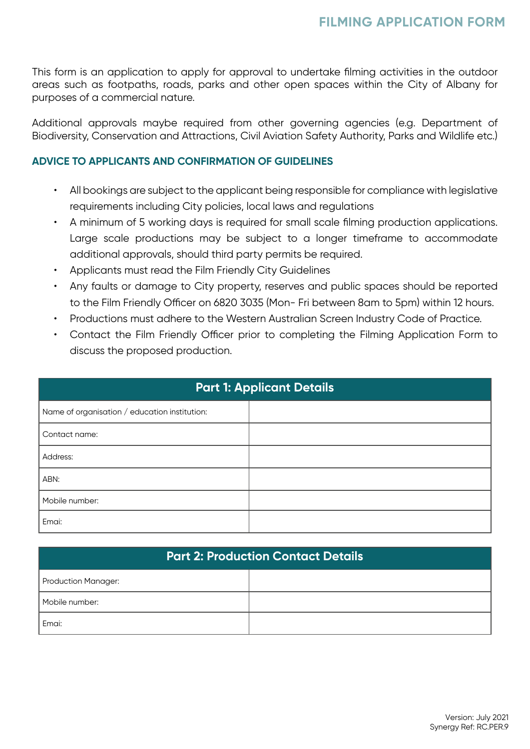# FILMING APPLICATION FORM

This form is an application to apply for approval to undertake filming activities in the outdoor areas such as footpaths, roads, parks and other open spaces within the City of Albany for purposes of a commercial nature.

Additional approvals maybe required from other governing agencies (e.g. Department of Biodiversity, Conservation and Attractions, Civil Aviation Safety Authority, Parks and Wildlife etc.)

## ADVICE TO APPLICANTS AND CONFIRMATION OF GUIDELINES

- All bookings are subject to the applicant being responsible for compliance with legislative requirements including City policies, local laws and regulations
- A minimum of 5 working days is required for small scale filming production applications. Large scale productions may be subject to a longer timeframe to accommodate additional approvals, should third party permits be required.
- Applicants must read the Film Friendly City Guidelines
- Any faults or damage to City property, reserves and public spaces should be reported to the Film Friendly Officer on 6820 3035 (Mon- Fri between 8am to 5pm) within 12 hours.
- Productions must adhere to the Western Australian Screen Industry Code of Practice.
- Contact the Film Friendly Officer prior to completing the Filming Application Form to discuss the proposed production.

| Part 1: Applicant Details | |
|---|---|
| Name of organisation / education institution: | |
| Contact name: | |
| Address: | |
| ABN: | |
| Mobile number: | |
| Emai: | |

| Part 2: Production Contact Details | |
|---|---|
| Production Manager: | |
| Mobile number: | |
| Emai: | |

Version: July 2021
Synergy Ref: RC.PER.9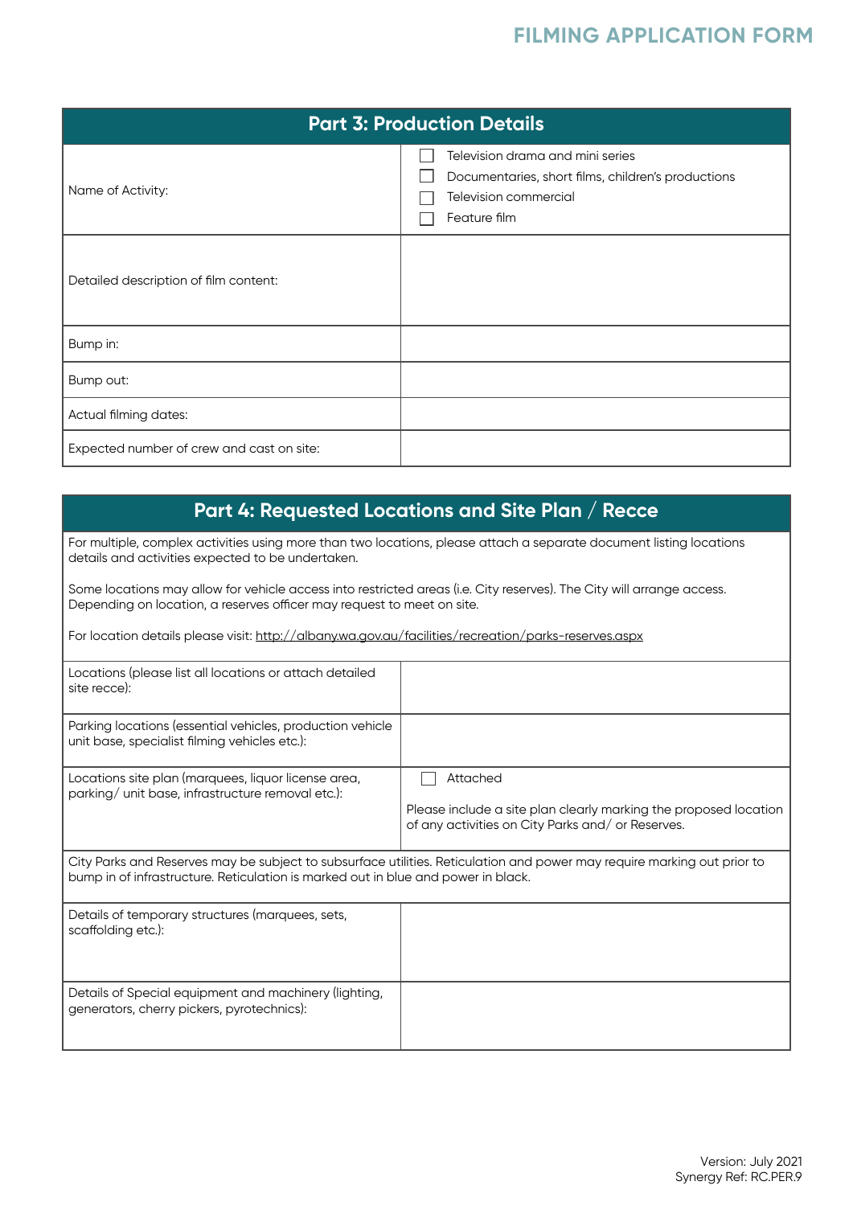## Part 3: Production Details

| Field | Response |
|---|---|
| Name of Activity: | ☐ Television drama and mini series<br>☐ Documentaries, short films, children's productions<br>☐ Television commercial<br>☐ Feature film |
| Detailed description of film content: | |
| Bump in: | |
| Bump out: | |
| Actual filming dates: | |
| Expected number of crew and cast on site: | |

## Part 4: Requested Locations and Site Plan / Recce

For multiple, complex activities using more than two locations, please attach a separate document listing locations details and activities expected to be undertaken.

Some locations may allow for vehicle access into restricted areas (i.e. City reserves). The City will arrange access. Depending on location, a reserves officer may request to meet on site.

For location details please visit: http://albany.wa.gov.au/facilities/recreation/parks-reserves.aspx

| Field | Response |
|---|---|
| Locations (please list all locations or attach detailed site recce): | |
| Parking locations (essential vehicles, production vehicle unit base, specialist filming vehicles etc.): | |
| Locations site plan (marquees, liquor license area, parking/ unit base, infrastructure removal etc.): | ☐ Attached<br><br>Please include a site plan clearly marking the proposed location of any activities on City Parks and/ or Reserves. |

City Parks and Reserves may be subject to subsurface utilities. Reticulation and power may require marking out prior to bump in of infrastructure. Reticulation is marked out in blue and power in black.

| Field | Response |
|---|---|
| Details of temporary structures (marquees, sets, scaffolding etc.): | |
| Details of Special equipment and machinery (lighting, generators, cherry pickers, pyrotechnics): | |

Version: July 2021
Synergy Ref: RC.PER.9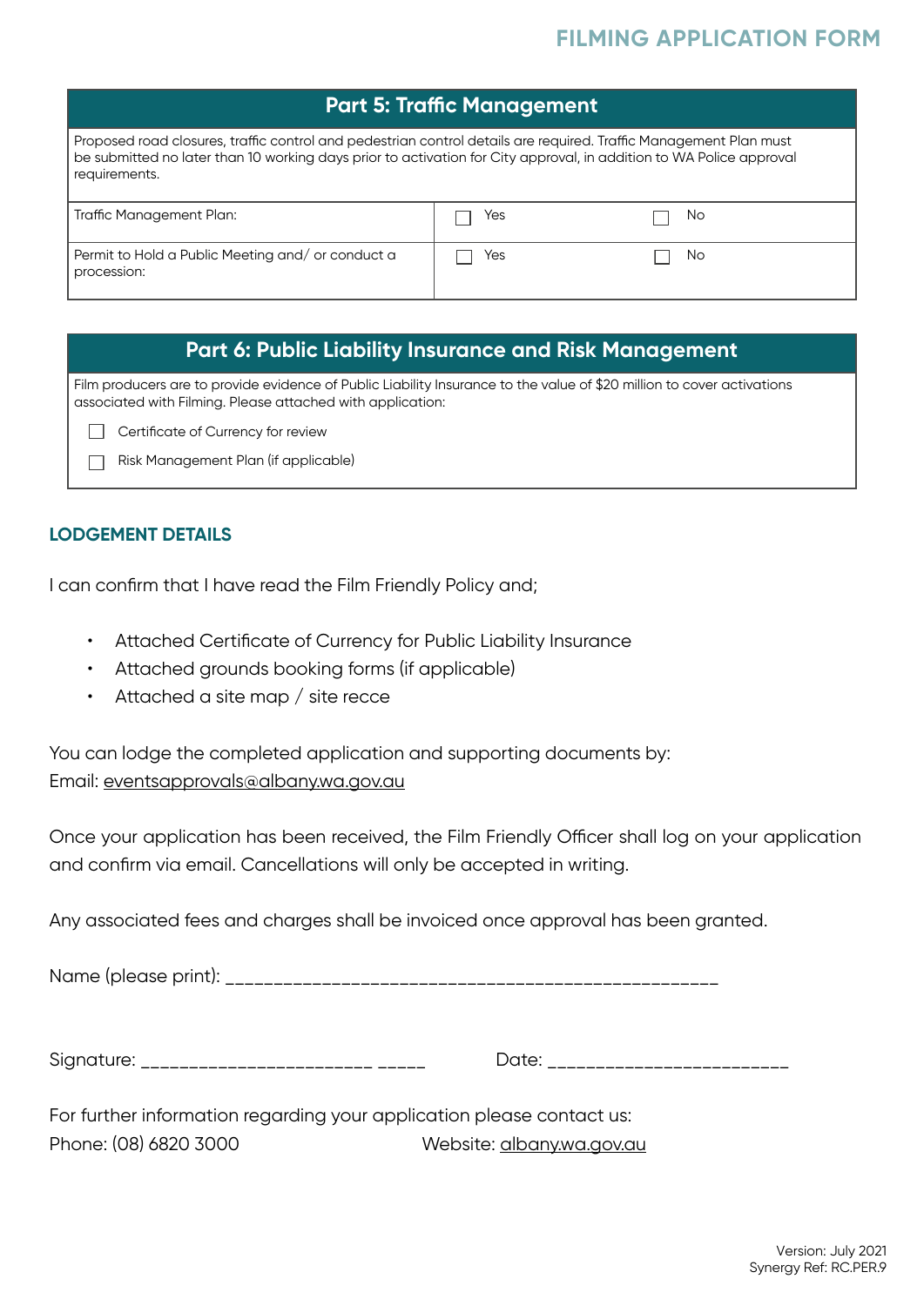## Part 5: Traffic Management

Proposed road closures, traffic control and pedestrian control details are required. Traffic Management Plan must be submitted no later than 10 working days prior to activation for City approval, in addition to WA Police approval requirements.

| | | |
|---|---|---|
| Traffic Management Plan: | ☐ Yes | ☐ No |
| Permit to Hold a Public Meeting and/ or conduct a procession: | ☐ Yes | ☐ No |

## Part 6: Public Liability Insurance and Risk Management

Film producers are to provide evidence of Public Liability Insurance to the value of $20 million to cover activations associated with Filming. Please attached with application:

☐ Certificate of Currency for review

☐ Risk Management Plan (if applicable)

### LODGEMENT DETAILS

I can confirm that I have read the Film Friendly Policy and;

- Attached Certificate of Currency for Public Liability Insurance
- Attached grounds booking forms (if applicable)
- Attached a site map / site recce

You can lodge the completed application and supporting documents by:
Email: eventsapprovals@albany.wa.gov.au

Once your application has been received, the Film Friendly Officer shall log on your application and confirm via email. Cancellations will only be accepted in writing.

Any associated fees and charges shall be invoiced once approval has been granted.

Name (please print): ___________________________________________________

Signature: _______________________ _____          Date: ________________________

For further information regarding your application please contact us:
Phone: (08) 6820 3000          Website: albany.wa.gov.au

Version: July 2021
Synergy Ref: RC.PER.9